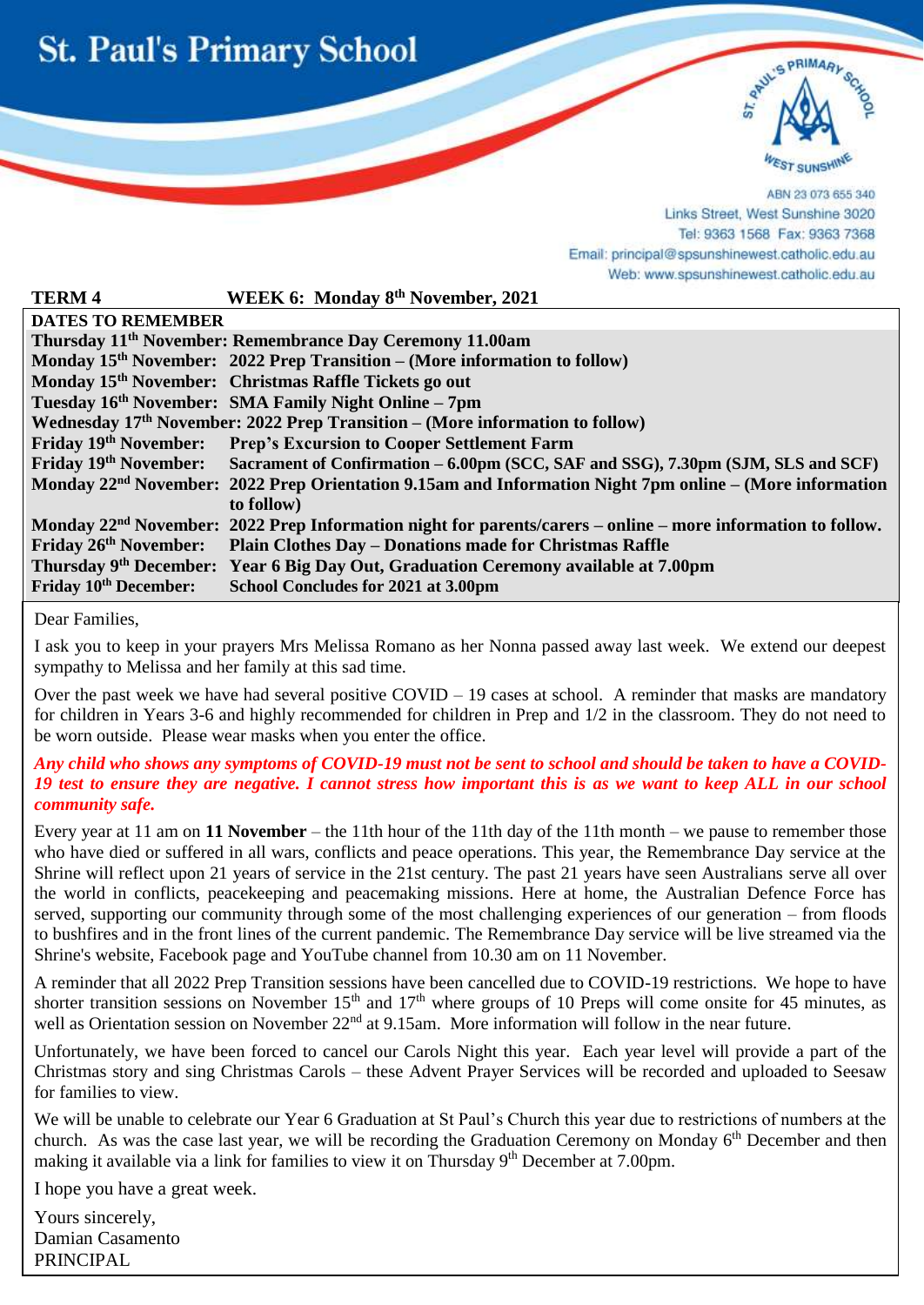# St. Paul's Primary School

ABN 23 073 655 340
Links Street, West Sunshine 3020
Tel: 9363 1568 Fax: 9363 7368
Email: principal@spsunshinewest.catholic.edu.au
Web: www.spsunshinewest.catholic.edu.au

**TERM 4 WEEK 6: Monday 8th November, 2021**

**DATES TO REMEMBER**

| | |
|---|---|
| **Thursday 11th November:** | **Remembrance Day Ceremony 11.00am** |
| **Monday 15th November:** | **2022 Prep Transition – (More information to follow)** |
| **Monday 15th November:** | **Christmas Raffle Tickets go out** |
| **Tuesday 16th November:** | **SMA Family Night Online – 7pm** |
| **Wednesday 17th November:** | **2022 Prep Transition – (More information to follow)** |
| **Friday 19th November:** | **Prep's Excursion to Cooper Settlement Farm** |
| **Friday 19th November:** | **Sacrament of Confirmation – 6.00pm (SCC, SAF and SSG), 7.30pm (SJM, SLS and SCF)** |
| **Monday 22nd November:** | **2022 Prep Orientation 9.15am and Information Night 7pm online – (More information to follow)** |
| **Monday 22nd November:** | **2022 Prep Information night for parents/carers – online – more information to follow.** |
| **Friday 26th November:** | **Plain Clothes Day – Donations made for Christmas Raffle** |
| **Thursday 9th December:** | **Year 6 Big Day Out, Graduation Ceremony available at 7.00pm** |
| **Friday 10th December:** | **School Concludes for 2021 at 3.00pm** |

Dear Families,

I ask you to keep in your prayers Mrs Melissa Romano as her Nonna passed away last week. We extend our deepest sympathy to Melissa and her family at this sad time.

Over the past week we have had several positive COVID – 19 cases at school. A reminder that masks are mandatory for children in Years 3-6 and highly recommended for children in Prep and 1/2 in the classroom. They do not need to be worn outside. Please wear masks when you enter the office.

***Any child who shows any symptoms of COVID-19 must not be sent to school and should be taken to have a COVID-19 test to ensure they are negative. I cannot stress how important this is as we want to keep ALL in our school community safe.***

Every year at 11 am on **11 November** – the 11th hour of the 11th day of the 11th month – we pause to remember those who have died or suffered in all wars, conflicts and peace operations. This year, the Remembrance Day service at the Shrine will reflect upon 21 years of service in the 21st century. The past 21 years have seen Australians serve all over the world in conflicts, peacekeeping and peacemaking missions. Here at home, the Australian Defence Force has served, supporting our community through some of the most challenging experiences of our generation – from floods to bushfires and in the front lines of the current pandemic. The Remembrance Day service will be live streamed via the Shrine's website, Facebook page and YouTube channel from 10.30 am on 11 November.

A reminder that all 2022 Prep Transition sessions have been cancelled due to COVID-19 restrictions. We hope to have shorter transition sessions on November 15th and 17th where groups of 10 Preps will come onsite for 45 minutes, as well as Orientation session on November 22nd at 9.15am. More information will follow in the near future.

Unfortunately, we have been forced to cancel our Carols Night this year. Each year level will provide a part of the Christmas story and sing Christmas Carols – these Advent Prayer Services will be recorded and uploaded to Seesaw for families to view.

We will be unable to celebrate our Year 6 Graduation at St Paul's Church this year due to restrictions of numbers at the church. As was the case last year, we will be recording the Graduation Ceremony on Monday 6th December and then making it available via a link for families to view it on Thursday 9th December at 7.00pm.

I hope you have a great week.

Yours sincerely,
Damian Casamento
PRINCIPAL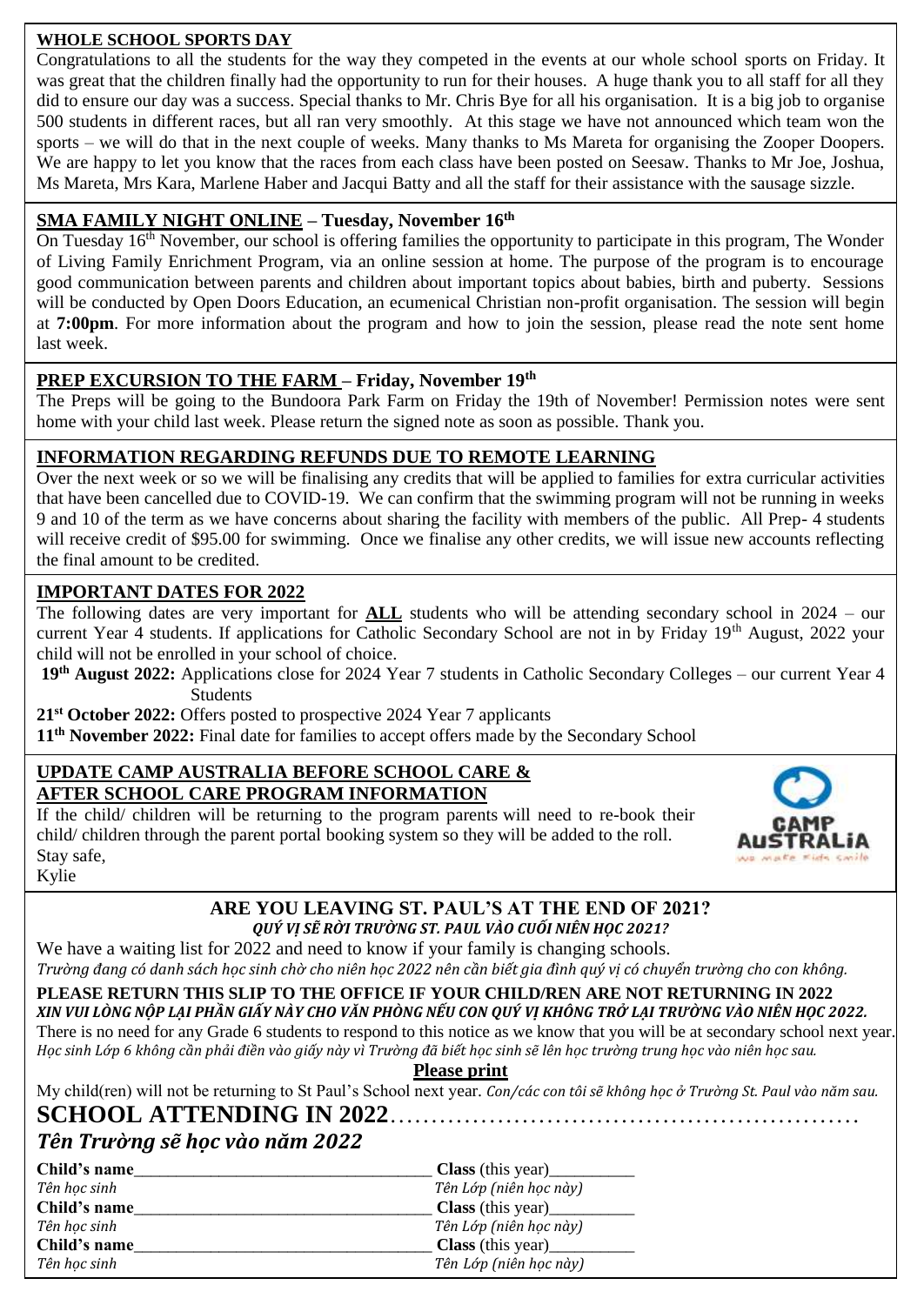## WHOLE SCHOOL SPORTS DAY

Congratulations to all the students for the way they competed in the events at our whole school sports on Friday. It was great that the children finally had the opportunity to run for their houses. A huge thank you to all staff for all they did to ensure our day was a success. Special thanks to Mr. Chris Bye for all his organisation. It is a big job to organise 500 students in different races, but all ran very smoothly. At this stage we have not announced which team won the sports – we will do that in the next couple of weeks. Many thanks to Ms Mareta for organising the Zooper Doopers. We are happy to let you know that the races from each class have been posted on Seesaw. Thanks to Mr Joe, Joshua, Ms Mareta, Mrs Kara, Marlene Haber and Jacqui Batty and all the staff for their assistance with the sausage sizzle.

## SMA FAMILY NIGHT ONLINE – Tuesday, November 16th

On Tuesday 16th November, our school is offering families the opportunity to participate in this program, The Wonder of Living Family Enrichment Program, via an online session at home. The purpose of the program is to encourage good communication between parents and children about important topics about babies, birth and puberty. Sessions will be conducted by Open Doors Education, an ecumenical Christian non-profit organisation. The session will begin at **7:00pm**. For more information about the program and how to join the session, please read the note sent home last week.

## PREP EXCURSION TO THE FARM – Friday, November 19th

The Preps will be going to the Bundoora Park Farm on Friday the 19th of November! Permission notes were sent home with your child last week. Please return the signed note as soon as possible. Thank you.

## INFORMATION REGARDING REFUNDS DUE TO REMOTE LEARNING

Over the next week or so we will be finalising any credits that will be applied to families for extra curricular activities that have been cancelled due to COVID-19. We can confirm that the swimming program will not be running in weeks 9 and 10 of the term as we have concerns about sharing the facility with members of the public. All Prep- 4 students will receive credit of $95.00 for swimming. Once we finalise any other credits, we will issue new accounts reflecting the final amount to be credited.

## IMPORTANT DATES FOR 2022

The following dates are very important for **ALL** students who will be attending secondary school in 2024 – our current Year 4 students. If applications for Catholic Secondary School are not in by Friday 19th August, 2022 your child will not be enrolled in your school of choice.

**19th August 2022:** Applications close for 2024 Year 7 students in Catholic Secondary Colleges – our current Year 4 Students

**21st October 2022:** Offers posted to prospective 2024 Year 7 applicants

**11th November 2022:** Final date for families to accept offers made by the Secondary School

## UPDATE CAMP AUSTRALIA BEFORE SCHOOL CARE & AFTER SCHOOL CARE PROGRAM INFORMATION

If the child/ children will be returning to the program parents will need to re-book their child/ children through the parent portal booking system so they will be added to the roll.

Stay safe,

Kylie

## ARE YOU LEAVING ST. PAUL'S AT THE END OF 2021?

***QUÝ VỊ SẼ RỜI TRƯỜNG ST. PAUL VÀO CUỐI NIÊN HỌC 2021?***

We have a waiting list for 2022 and need to know if your family is changing schools.

*Trường đang có danh sách học sinh chờ cho niên học 2022 nên cần biết gia đình quý vị có chuyển trường cho con không.*

**PLEASE RETURN THIS SLIP TO THE OFFICE IF YOUR CHILD/REN ARE NOT RETURNING IN 2022**

***XIN VUI LÒNG NỘP LẠI PHẦN GIẤY NÀY CHO VĂN PHÒNG NẾU CON QUÝ VỊ KHÔNG TRỞ LẠI TRƯỜNG VÀO NIÊN HỌC 2022.***

There is no need for any Grade 6 students to respond to this notice as we know that you will be at secondary school next year.

*Học sinh Lớp 6 không cần phải điền vào giấy này vì Trường đã biết học sinh sẽ lên học trường trung học vào niên học sau.*

**Please print**

My child(ren) will not be returning to St Paul's School next year. *Con/các con tôi sẽ không học ở Trường St. Paul vào năm sau.*

**SCHOOL ATTENDING IN 2022**.......................................................

***Tên Trường sẽ học vào năm 2022***

**Child's name**___________________________________ **Class** (this year)__________
*Tên học sinh* *Tên Lớp (niên học này)*

**Child's name**___________________________________ **Class** (this year)__________
*Tên học sinh* *Tên Lớp (niên học này)*

**Child's name**___________________________________ **Class** (this year)__________
*Tên học sinh* *Tên Lớp (niên học này)*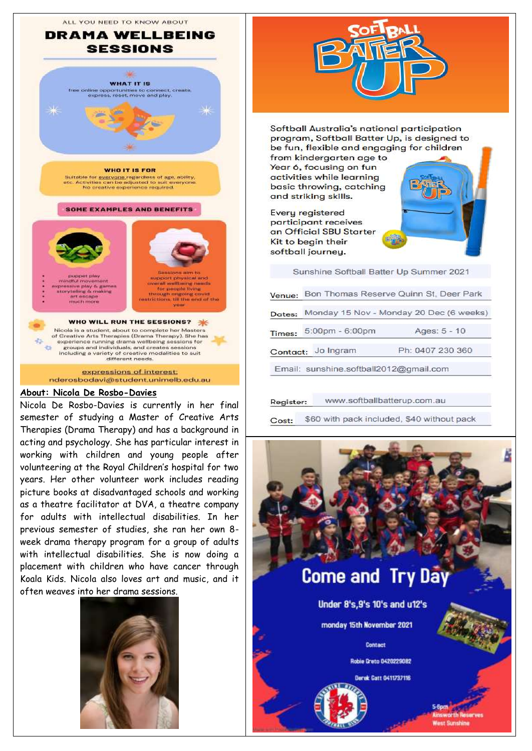ALL YOU NEED TO KNOW ABOUT

# DRAMA WELLBEING SESSIONS

**WHAT IT IS**

free online opportunities to connect, create, express, reset, move and play.

**WHO IT IS FOR**

Suitable for everyone regardless of age, ability, etc. Activities can be adjusted to suit everyone. No creative experience required.

**SOME EXAMPLES AND BENEFITS**

- puppet play
- mindful movement
- expressive play & games
- storytelling & making
- art escape
- much more

Sessions aim to support physical and overall wellbeing needs for people living through ongoing covid restrictions, till the end of the year

**WHO WILL RUN THE SESSIONS?**

Nicola is a student, about to complete her Masters of Creative Arts Therapies (Drama Therapy). She has experience running drama wellbeing sessions for groups and individuals, and creates sessions including a variety of creative modalities to suit different needs.

expressions of interest:
nderosbodavi@student.unimelb.edu.au

**About: Nicola De Rosbo-Davies**

Nicola De Rosbo-Davies is currently in her final semester of studying a Master of Creative Arts Therapies (Drama Therapy) and has a background in acting and psychology. She has particular interest in working with children and young people after volunteering at the Royal Children's hospital for two years. Her other volunteer work includes reading picture books at disadvantaged schools and working as a theatre facilitator at DVA, a theatre company for adults with intellectual disabilities. In her previous semester of studies, she ran her own 8-week drama therapy program for a group of adults with intellectual disabilities. She is now doing a placement with children who have cancer through Koala Kids. Nicola also loves art and music, and it often weaves into her drama sessions.

# SOFTBALL BATTER UP

Softball Australia's national participation program, Softball Batter Up, is designed to be fun, flexible and engaging for children from kindergarten age to Year 6, focusing on fun activities while learning basic throwing, catching and striking skills.

Every registered participant receives an Official SBU Starter Kit to begin their softball journey.

**Sunshine Softball Batter Up Summer 2021**

| | |
|---|---|
| Venue: | Bon Thomas Reserve Quinn St, Deer Park |
| Dates: | Monday 15 Nov - Monday 20 Dec (6 weeks) |
| Times: | 5:00pm - 6:00pm Ages: 5 - 10 |
| Contact: | Jo Ingram Ph: 0407 230 360 |
| Email: | sunshine.softball2012@gmail.com |
| Register: | www.softballbatterup.com.au |
| Cost: | $60 with pack included, $40 without pack |

# Come and Try Day

**Under 8's,9's 10's and u12's**

monday 15th November 2021

Contact

Robie Greto 0420229082

Derek Catt 0411737116

5-6pm
Ainsworth Reserves
West Sunshine